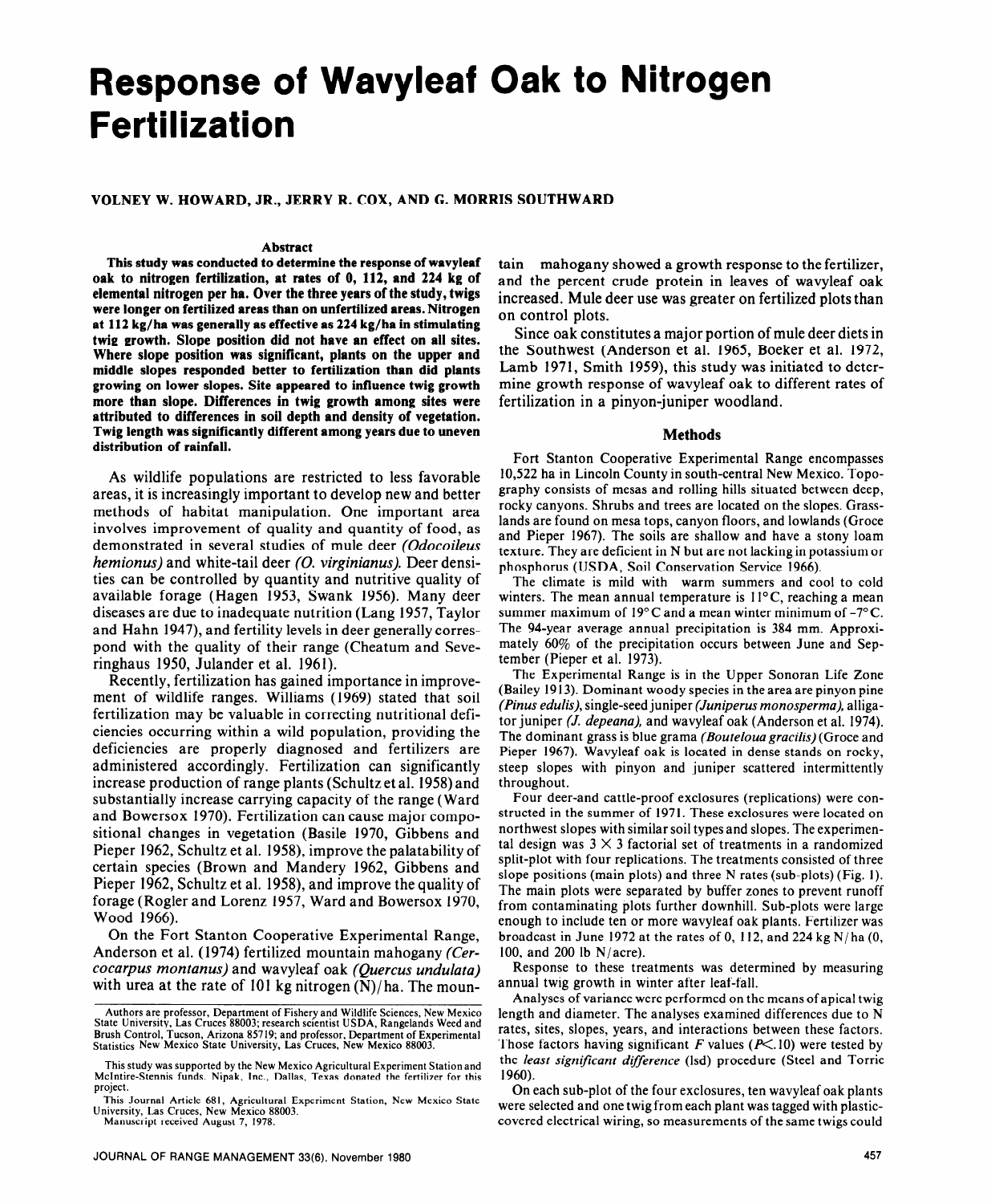# Response of Wavyleaf Oak to Nitrogen Fertilization

**VOLNEY W. HOWARD, JR., JERRY R. COX, AND G. MORRIS SOUTHWARD**

## Abstract

**This study was conducted to determine the response of wavyleaf oak to nitrogen fertilization, at rates of 0, 112, and 224 kg of elemental nitrogen per ha. Over the three years of the study, twigs were longer on fertilized areas than on unfertilized areas. Nitrogen at 112 kg/ha was generally as effective as 224 kg/ha in stimulating twig growth. Slope position did not have an effect on all sites. Where slope position was significant, plants on the upper and middle slopes responded better to fertilization than did plants growing on lower slopes. Site appeared to influence twig growth more than slope. Differences in twig growth among sites were attributed to differences in soil depth and density of vegetation. Twig length was significantly different among years due to uneven distribution of rainfall.**

As wildlife populations are restricted to less favorable areas, it is increasingly important to develop new and better methods of habitat manipulation. One important area involves improvement of quality and quantity of food, as demonstrated in several studies of mule deer *(Odocoileus hemionus)* and white-tail deer *(O. virginianus)*. Deer densities can be controlled by quantity and nutritive quality of available forage (Hagen 1953, Swank 1956). Many deer diseases are due to inadequate nutrition (Lang 1957, Taylor and Hahn 1947), and fertility levels in deer generally correspond with the quality of their range (Cheatum and Severinghaus 1950, Julander et al. 1961).

Recently, fertilization has gained importance in improvement of wildlife ranges. Williams (1969) stated that soil fertilization may be valuable in correcting nutritional deficiencies occurring within a wild population, providing the deficiencies are properly diagnosed and fertilizers are administered accordingly. Fertilization can significantly increase production of range plants (Schultz et al. 1958) and substantially increase carrying capacity of the range (Ward and Bowersox 1970). Fertilization can cause major compositional changes in vegetation (Basile 1970, Gibbens and Pieper 1962, Schultz et al. 1958), improve the palatability of certain species (Brown and Mandery 1962, Gibbens and Pieper 1962, Schultz et al. 1958), and improve the quality of forage (Rogler and Lorenz 1957, Ward and Bowersox 1970, Wood 1966).

On the Fort Stanton Cooperative Experimental Range, Anderson et al. (1974) fertilized mountain mahogany *(Cercocarpus montanus)* and wavyleaf oak *(Quercus undulata)* with urea at the rate of 101 kg nitrogen (N)/ha. The mountain mahogany showed a growth response to the fertilizer, and the percent crude protein in leaves of wavyleaf oak increased. Mule deer use was greater on fertilized plots than on control plots.

Since oak constitutes a major portion of mule deer diets in the Southwest (Anderson et al. 1965, Boeker et al. 1972, Lamb 1971, Smith 1959), this study was initiated to determine growth response of wavyleaf oak to different rates of fertilization in a pinyon-juniper woodland.

## Methods

Fort Stanton Cooperative Experimental Range encompasses 10,522 ha in Lincoln County in south-central New Mexico. Topography consists of mesas and rolling hills situated between deep, rocky canyons. Shrubs and trees are located on the slopes. Grasslands are found on mesa tops, canyon floors, and lowlands (Groce and Pieper 1967). The soils are shallow and have a stony loam texture. They are deficient in N but are not lacking in potassium or phosphorus (USDA, Soil Conservation Service 1966).

The climate is mild with warm summers and cool to cold winters. The mean annual temperature is 11°C, reaching a mean summer maximum of 19°C and a mean winter minimum of -7°C. The 94-year average annual precipitation is 384 mm. Approximately 60% of the precipitation occurs between June and September (Pieper et al. 1973).

The Experimental Range is in the Upper Sonoran Life Zone (Bailey 1913). Dominant woody species in the area are pinyon pine *(Pinus edulis)*, single-seed juniper *(Juniperus monosperma)*, alligator juniper *(J. depeana)*, and wavyleaf oak (Anderson et al. 1974). The dominant grass is blue grama *(Bouteloua gracilis)* (Groce and Pieper 1967). Wavyleaf oak is located in dense stands on rocky, steep slopes with pinyon and juniper scattered intermittently throughout.

Four deer-and cattle-proof exclosures (replications) were constructed in the summer of 1971. These exclosures were located on northwest slopes with similar soil types and slopes. The experimental design was 3 × 3 factorial set of treatments in a randomized split-plot with four replications. The treatments consisted of three slope positions (main plots) and three N rates (sub-plots) (Fig. 1). The main plots were separated by buffer zones to prevent runoff from contaminating plots further downhill. Sub-plots were large enough to include ten or more wavyleaf oak plants. Fertilizer was broadcast in June 1972 at the rates of 0, 112, and 224 kg N/ha (0, 100, and 200 lb N/acre).

Response to these treatments was determined by measuring annual twig growth in winter after leaf-fall.

Analyses of variance were performed on the means of apical twig length and diameter. The analyses examined differences due to N rates, sites, slopes, years, and interactions between these factors. Those factors having significant $F$ values ($P < .10$) were tested by the *least significant difference* (lsd) procedure (Steel and Torrie 1960).

On each sub-plot of the four exclosures, ten wavyleaf oak plants were selected and one twig from each plant was tagged with plastic-covered electrical wiring, so measurements of the same twigs could

---

Authors are professor, Department of Fishery and Wildlife Sciences, New Mexico State University, Las Cruces 88003; research scientist USDA, Rangelands Weed and Brush Control, Tucson, Arizona 85719; and professor, Department of Experimental Statistics New Mexico State University, Las Cruces, New Mexico 88003.

This study was supported by the New Mexico Agricultural Experiment Station and McIntire-Stennis funds. Nipak, Inc., Dallas, Texas donated the fertilizer for this project.

This Journal Article 681, Agricultural Experiment Station, New Mexico State University, Las Cruces, New Mexico 88003.

Manuscript received August 7, 1978.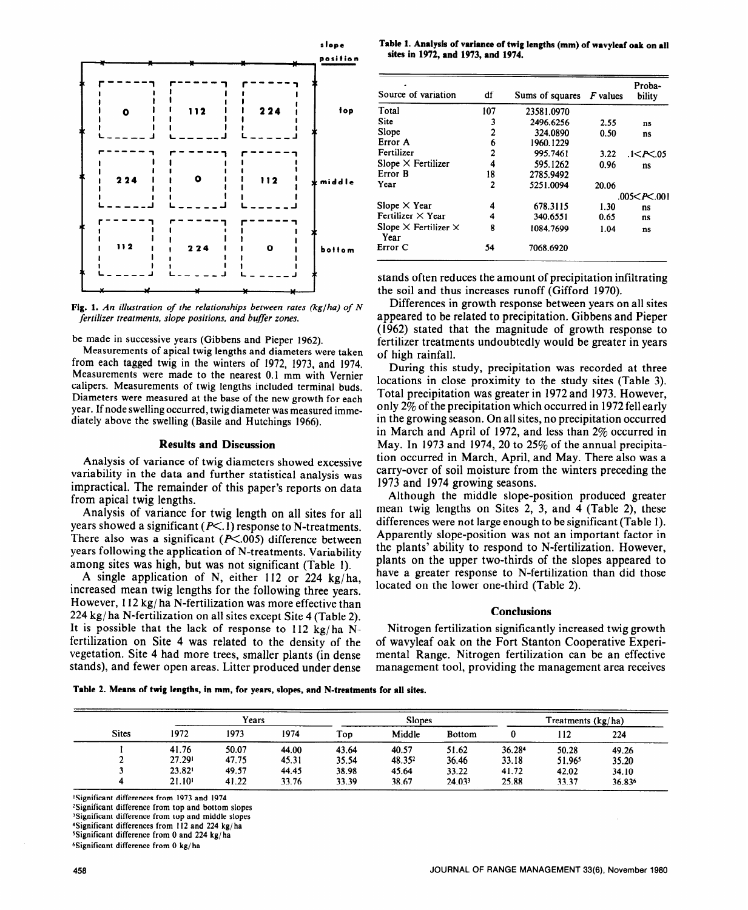Fig. 1. *An illustration of the relationships between rates (kg/ha) of N fertilizer treatments, slope positions, and buffer zones.*

be made in successive years (Gibbens and Pieper 1962).

Measurements of apical twig lengths and diameters were taken from each tagged twig in the winters of 1972, 1973, and 1974. Measurements were made to the nearest 0.1 mm with Vernier calipers. Measurements of twig lengths included terminal buds. Diameters were measured at the base of the new growth for each year. If node swelling occurred, twig diameter was measured immediately above the swelling (Basile and Hutchings 1966).

## Results and Discussion

Analysis of variance of twig diameters showed excessive variability in the data and further statistical analysis was impractical. The remainder of this paper's reports on data from apical twig lengths.

Analysis of variance for twig length on all sites for all years showed a significant ($P<.1$) response to N-treatments. There also was a significant ($P<.005$) difference between years following the application of N-treatments. Variability among sites was high, but was not significant (Table 1).

A single application of N, either 112 or 224 kg/ha, increased mean twig lengths for the following three years. However, 112 kg/ha N-fertilization was more effective than 224 kg/ha N-fertilization on all sites except Site 4 (Table 2). It is possible that the lack of response to 112 kg/ha N-fertilization on Site 4 was related to the density of the vegetation. Site 4 had more trees, smaller plants (in dense stands), and fewer open areas. Litter produced under dense stands often reduces the amount of precipitation infiltrating the soil and thus increases runoff (Gifford 1970).

Differences in growth response between years on all sites appeared to be related to precipitation. Gibbens and Pieper (1962) stated that the magnitude of growth response to fertilizer treatments undoubtedly would be greater in years of high rainfall.

During this study, precipitation was recorded at three locations in close proximity to the study sites (Table 3). Total precipitation was greater in 1972 and 1973. However, only 2% of the precipitation which occurred in 1972 fell early in the growing season. On all sites, no precipitation occurred in March and April of 1972, and less than 2% occurred in May. In 1973 and 1974, 20 to 25% of the annual precipitation occurred in March, April, and May. There also was a carry-over of soil moisture from the winters preceding the 1973 and 1974 growing seasons.

Although the middle slope-position produced greater mean twig lengths on Sites 2, 3, and 4 (Table 2), these differences were not large enough to be significant (Table 1). Apparently slope-position was not an important factor in the plants' ability to respond to N-fertilization. However, plants on the upper two-thirds of the slopes appeared to have a greater response to N-fertilization than did those located on the lower one-third (Table 2).

**Table 1. Analysis of variance of twig lengths (mm) of wavyleaf oak on all sites in 1972, and 1973, and 1974.**

| Source of variation | df | Sums of squares | F values | Probability |
|---|---|---|---|---|
| Total | 107 | 23581.0970 | | |
| Site | 3 | 2496.6256 | 2.55 | ns |
| Slope | 2 | 324.0890 | 0.50 | ns |
| Error A | 6 | 1960.1229 | | |
| Fertilizer | 2 | 995.7461 | 3.22 | $.1<P<.05$ |
| Slope × Fertilizer | 4 | 595.1262 | 0.96 | ns |
| Error B | 18 | 2785.9492 | | |
| Year | 2 | 5251.0094 | 20.06 | $.005<P<.001$ |
| Slope × Year | 4 | 678.3115 | 1.30 | ns |
| Fertilizer × Year | 4 | 340.6551 | 0.65 | ns |
| Slope × Fertilizer × Year | 8 | 1084.7699 | 1.04 | ns |
| Error C | 54 | 7068.6920 | | |

## Conclusions

Nitrogen fertilization significantly increased twig growth of wavyleaf oak on the Fort Stanton Cooperative Experimental Range. Nitrogen fertilization can be an effective management tool, providing the management area receives

**Table 2. Means of twig lengths, in mm, for years, slopes, and N-treatments for all sites.**

| Sites | Years | | | Slopes | | | Treatments (kg/ha) | | |
|---|---|---|---|---|---|---|---|---|---|
| | 1972 | 1973 | 1974 | Top | Middle | Bottom | 0 | 112 | 224 |
| 1 | 41.76 | 50.07 | 44.00 | 43.64 | 40.57 | 51.62 | 36.28[4] | 50.28 | 49.26 |
| 2 | 27.29[1] | 47.75 | 45.31 | 35.54 | 48.35[2] | 36.46 | 33.18 | 51.96[5] | 35.20 |
| 3 | 23.82[1] | 49.57 | 44.45 | 38.98 | 45.64 | 33.22 | 41.72 | 42.02 | 34.10 |
| 4 | 21.10[1] | 41.22 | 33.76 | 33.39 | 38.67 | 24.03[3] | 25.88 | 33.37 | 36.83[6] |

[1]Significant differences from 1973 and 1974
[2]Significant difference from top and bottom slopes
[3]Significant difference from top and middle slopes
[4]Significant differences from 112 and 224 kg/ha
[5]Significant difference from 0 and 224 kg/ha
[6]Significant difference from 0 kg/ha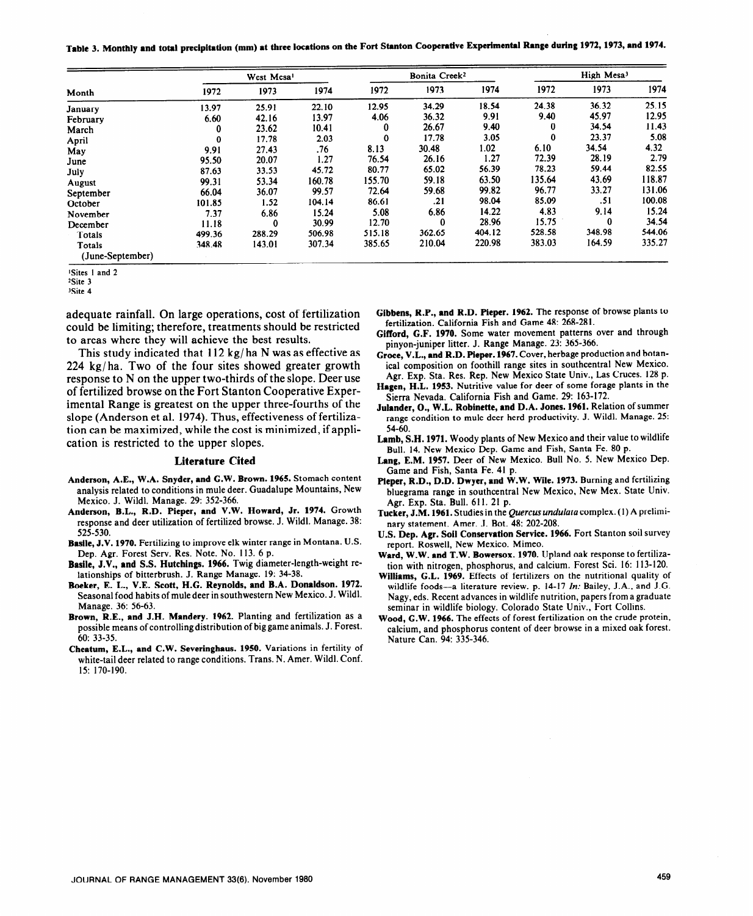**Table 3. Monthly and total precipitation (mm) at three locations on the Fort Stanton Cooperative Experimental Range during 1972, 1973, and 1974.**

| Month | West Mesa[1] | | | Bonita Creek[2] | | | High Mesa[3] | | |
|---|---|---|---|---|---|---|---|---|---|
| | 1972 | 1973 | 1974 | 1972 | 1973 | 1974 | 1972 | 1973 | 1974 |
| January | 13.97 | 25.91 | 22.10 | 12.95 | 34.29 | 18.54 | 24.38 | 36.32 | 25.15 |
| February | 6.60 | 42.16 | 13.97 | 4.06 | 36.32 | 9.91 | 9.40 | 45.97 | 12.95 |
| March | 0 | 23.62 | 10.41 | 0 | 26.67 | 9.40 | 0 | 34.54 | 11.43 |
| April | 0 | 17.78 | 2.03 | 0 | 17.78 | 3.05 | 0 | 23.37 | 5.08 |
| May | 9.91 | 27.43 | .76 | 8.13 | 30.48 | 1.02 | 6.10 | 34.54 | 4.32 |
| June | 95.50 | 20.07 | 1.27 | 76.54 | 26.16 | 1.27 | 72.39 | 28.19 | 2.79 |
| July | 87.63 | 33.53 | 45.72 | 80.77 | 65.02 | 56.39 | 78.23 | 59.44 | 82.55 |
| August | 99.31 | 53.34 | 160.78 | 155.70 | 59.18 | 63.50 | 135.64 | 43.69 | 118.87 |
| September | 66.04 | 36.07 | 99.57 | 72.64 | 59.68 | 99.82 | 96.77 | 33.27 | 131.06 |
| October | 101.85 | 1.52 | 104.14 | 86.61 | .21 | 98.04 | 85.09 | .51 | 100.08 |
| November | 7.37 | 6.86 | 15.24 | 5.08 | 6.86 | 14.22 | 4.83 | 9.14 | 15.24 |
| December | 11.18 | 0 | 30.99 | 12.70 | 0 | 28.96 | 15.75 | 0 | 34.54 |
| Totals | 499.36 | 288.29 | 506.98 | 515.18 | 362.65 | 404.12 | 528.58 | 348.98 | 544.06 |
| Totals (June-September) | 348.48 | 143.01 | 307.34 | 385.65 | 210.04 | 220.98 | 383.03 | 164.59 | 335.27 |

[1]Sites 1 and 2
[2]Site 3
[3]Site 4

adequate rainfall. On large operations, cost of fertilization could be limiting; therefore, treatments should be restricted to areas where they will achieve the best results.

This study indicated that 112 kg/ha N was as effective as 224 kg/ha. Two of the four sites showed greater growth response to N on the upper two-thirds of the slope. Deer use of fertilized browse on the Fort Stanton Cooperative Experimental Range is greatest on the upper three-fourths of the slope (Anderson et al. 1974). Thus, effectiveness of fertilization can be maximized, while the cost is minimized, if application is restricted to the upper slopes.

## Literature Cited

**Anderson, A.E., W.A. Snyder, and G.W. Brown. 1965.** Stomach content analysis related to conditions in mule deer. Guadalupe Mountains, New Mexico. J. Wildl. Manage. 29: 352-366.

**Anderson, B.L., R.D. Pieper, and V.W. Howard, Jr. 1974.** Growth response and deer utilization of fertilized browse. J. Wildl. Manage. 38: 525-530.

**Basile, J.V. 1970.** Fertilizing to improve elk winter range in Montana. U.S. Dep. Agr. Forest Serv. Res. Note. No. 113. 6 p.

**Basile, J.V., and S.S. Hutchings. 1966.** Twig diameter-length-weight relationships of bitterbrush. J. Range Manage. 19: 34-38.

**Boeker, E. L., V.E. Scott, H.G. Reynolds, and B.A. Donaldson. 1972.** Seasonal food habits of mule deer in southwestern New Mexico. J. Wildl. Manage. 36: 56-63.

**Brown, R.E., and J.H. Mandery. 1962.** Planting and fertilization as a possible means of controlling distribution of big game animals. J. Forest. 60: 33-35.

**Cheatum, E.L., and C.W. Severinghaus. 1950.** Variations in fertility of white-tail deer related to range conditions. Trans. N. Amer. Wildl. Conf. 15: 170-190.

**Gibbens, R.P., and R.D. Pieper. 1962.** The response of browse plants to fertilization. California Fish and Game 48: 268-281.

**Gifford, G.F. 1970.** Some water movement patterns over and through pinyon-juniper litter. J. Range Manage. 23: 365-366.

**Groce, V.L., and R.D. Pieper. 1967.** Cover, herbage production and botanical composition on foothill range sites in southcentral New Mexico. Agr. Exp. Sta. Res. Rep. New Mexico State Univ., Las Cruces. 128 p.

**Hagen, H.L. 1953.** Nutritive value for deer of some forage plants in the Sierra Nevada. California Fish and Game. 29: 163-172.

**Julander, O., W.L. Robinette, and D.A. Jones. 1961.** Relation of summer range condition to mule deer herd productivity. J. Wildl. Manage. 25: 54-60.

**Lamb, S.H. 1971.** Woody plants of New Mexico and their value to wildlife Bull. 14. New Mexico Dep. Game and Fish, Santa Fe. 80 p.

**Lang, E.M. 1957.** Deer of New Mexico. Bull No. 5. New Mexico Dep. Game and Fish, Santa Fe. 41 p.

**Pieper, R.D., D.D. Dwyer, and W.W. Wile. 1973.** Burning and fertilizing bluegrama range in southcentral New Mexico, New Mex. State Univ. Agr. Exp. Sta. Bull. 611. 21 p.

**Tucker, J.M. 1961.** Studies in the *Quercus undulata* complex. (1) A preliminary statement. Amer. J. Bot. 48: 202-208.

**U.S. Dep. Agr. Soil Conservation Service. 1966.** Fort Stanton soil survey report. Roswell, New Mexico. Mimeo.

**Ward, W.W. and T.W. Bowersox. 1970.** Upland oak response to fertilization with nitrogen, phosphorus, and calcium. Forest Sci. 16: 113-120.

**Williams, G.L. 1969.** Effects of fertilizers on the nutritional quality of wildlife foods—a literature review. p. 14-17 *In:* Bailey, J.A., and J.G. Nagy, eds. Recent advances in wildlife nutrition, papers from a graduate seminar in wildlife biology. Colorado State Univ., Fort Collins.

**Wood, G.W. 1966.** The effects of forest fertilization on the crude protein, calcium, and phosphorus content of deer browse in a mixed oak forest. Nature Can. 94: 335-346.